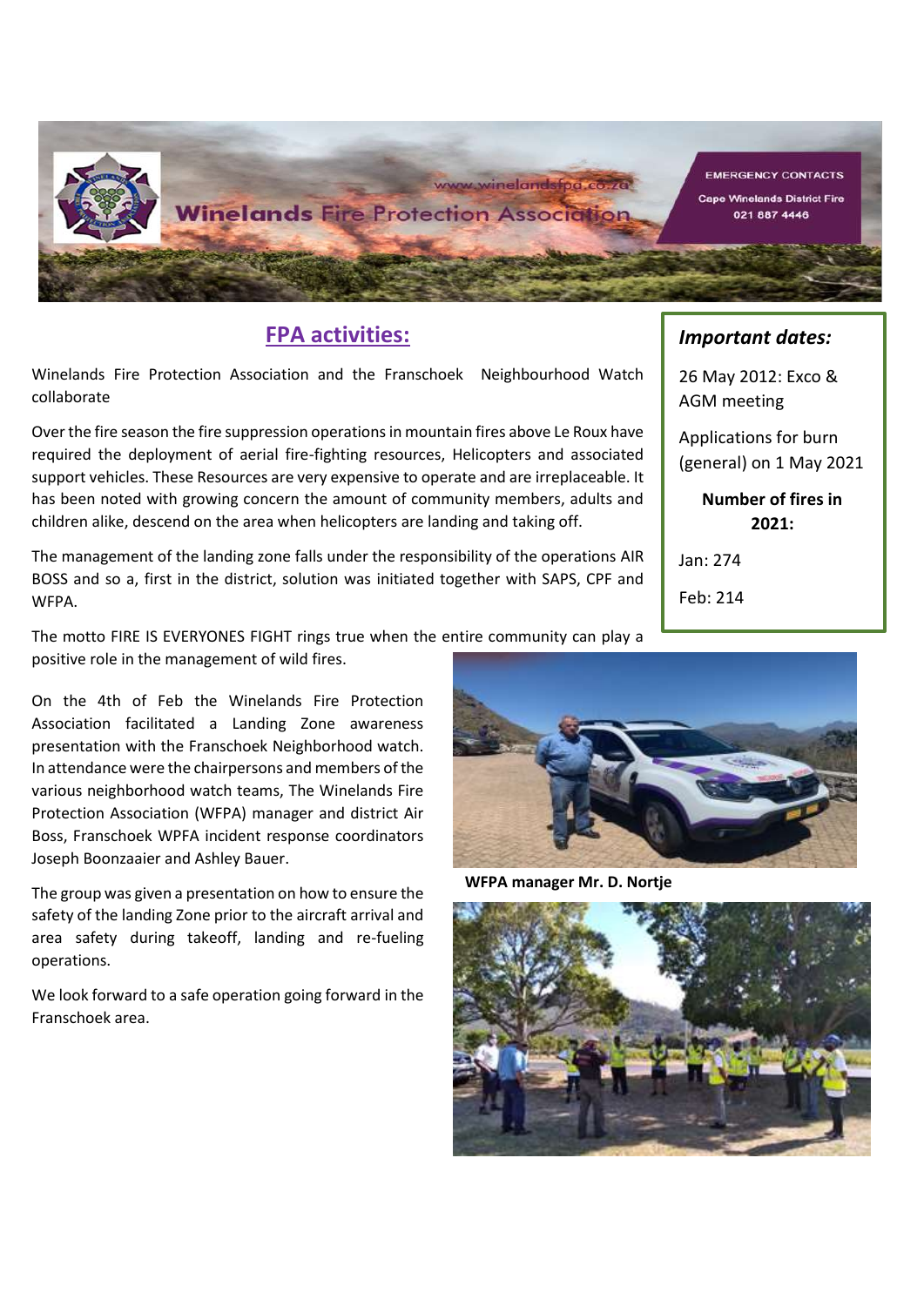www.winelandsfpa.co.za

# Winelands Fire Protection Association

EMERGENCY CONTACTS

Cape Winelands District Fire

021 887 4446

## FPA activities:

Winelands Fire Protection Association and the Franschoek Neighbourhood Watch collaborate

Over the fire season the fire suppression operations in mountain fires above Le Roux have required the deployment of aerial fire-fighting resources, Helicopters and associated support vehicles. These Resources are very expensive to operate and are irreplaceable. It has been noted with growing concern the amount of community members, adults and children alike, descend on the area when helicopters are landing and taking off.

The management of the landing zone falls under the responsibility of the operations AIR BOSS and so a, first in the district, solution was initiated together with SAPS, CPF and WFPA.

The motto FIRE IS EVERYONES FIGHT rings true when the entire community can play a positive role in the management of wild fires.

On the 4th of Feb the Winelands Fire Protection Association facilitated a Landing Zone awareness presentation with the Franschoek Neighborhood watch. In attendance were the chairpersons and members of the various neighborhood watch teams, The Winelands Fire Protection Association (WFPA) manager and district Air Boss, Franschoek WPFA incident response coordinators Joseph Boonzaaier and Ashley Bauer.

The group was given a presentation on how to ensure the safety of the landing Zone prior to the aircraft arrival and area safety during takeoff, landing and re-fueling operations.

We look forward to a safe operation going forward in the Franschoek area.

**WFPA manager Mr. D. Nortje**

### *Important dates:*

26 May 2012: Exco & AGM meeting

Applications for burn (general) on 1 May 2021

**Number of fires in 2021:**

Jan: 274

Feb: 214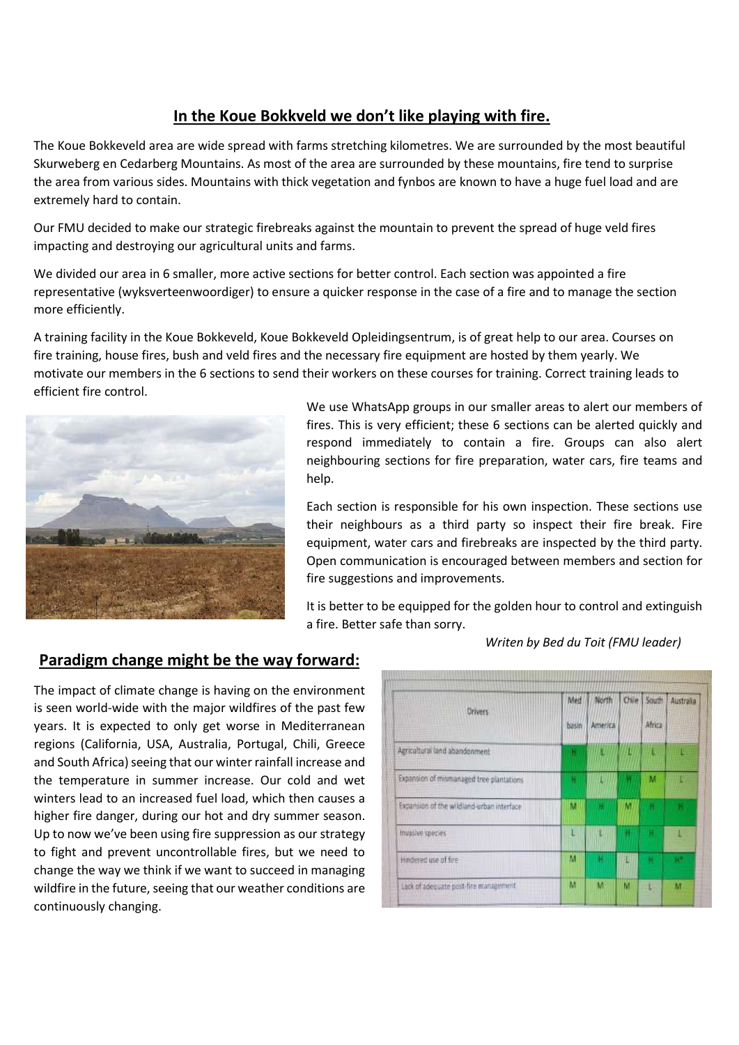## In the Koue Bokkveld we don't like playing with fire.

The Koue Bokkeveld area are wide spread with farms stretching kilometres. We are surrounded by the most beautiful Skurweberg en Cedarberg Mountains. As most of the area are surrounded by these mountains, fire tend to surprise the area from various sides. Mountains with thick vegetation and fynbos are known to have a huge fuel load and are extremely hard to contain.

Our FMU decided to make our strategic firebreaks against the mountain to prevent the spread of huge veld fires impacting and destroying our agricultural units and farms.

We divided our area in 6 smaller, more active sections for better control. Each section was appointed a fire representative (wyksverteenwoordiger) to ensure a quicker response in the case of a fire and to manage the section more efficiently.

A training facility in the Koue Bokkeveld, Koue Bokkeveld Opleidingsentrum, is of great help to our area. Courses on fire training, house fires, bush and veld fires and the necessary fire equipment are hosted by them yearly. We motivate our members in the 6 sections to send their workers on these courses for training. Correct training leads to efficient fire control.

We use WhatsApp groups in our smaller areas to alert our members of fires. This is very efficient; these 6 sections can be alerted quickly and respond immediately to contain a fire. Groups can also alert neighbouring sections for fire preparation, water cars, fire teams and help.

Each section is responsible for his own inspection. These sections use their neighbours as a third party so inspect their fire break. Fire equipment, water cars and firebreaks are inspected by the third party. Open communication is encouraged between members and section for fire suggestions and improvements.

It is better to be equipped for the golden hour to control and extinguish a fire. Better safe than sorry.

*Writen by Bed du Toit (FMU leader)*

## Paradigm change might be the way forward:

The impact of climate change is having on the environment is seen world-wide with the major wildfires of the past few years. It is expected to only get worse in Mediterranean regions (California, USA, Australia, Portugal, Chili, Greece and South Africa) seeing that our winter rainfall increase and the temperature in summer increase. Our cold and wet winters lead to an increased fuel load, which then causes a higher fire danger, during our hot and dry summer season. Up to now we've been using fire suppression as our strategy to fight and prevent uncontrollable fires, but we need to change the way we think if we want to succeed in managing wildfire in the future, seeing that our weather conditions are continuously changing.

| Drivers | Med basin | North America | Chile | South Africa | Australia |
|---|---|---|---|---|---|
| Agricultural land abandonment | H | L | L | L | L |
| Expansion of mismanaged tree plantations | H | L | H | M | L |
| Expansion of the wildland-urban interface | M | H | M | H | H |
| Invasive species | L | L | H | H | L |
| Hindered use of fire | M | H | L | H | H* |
| Lack of adequate post-fire management | M | M | M | L | M |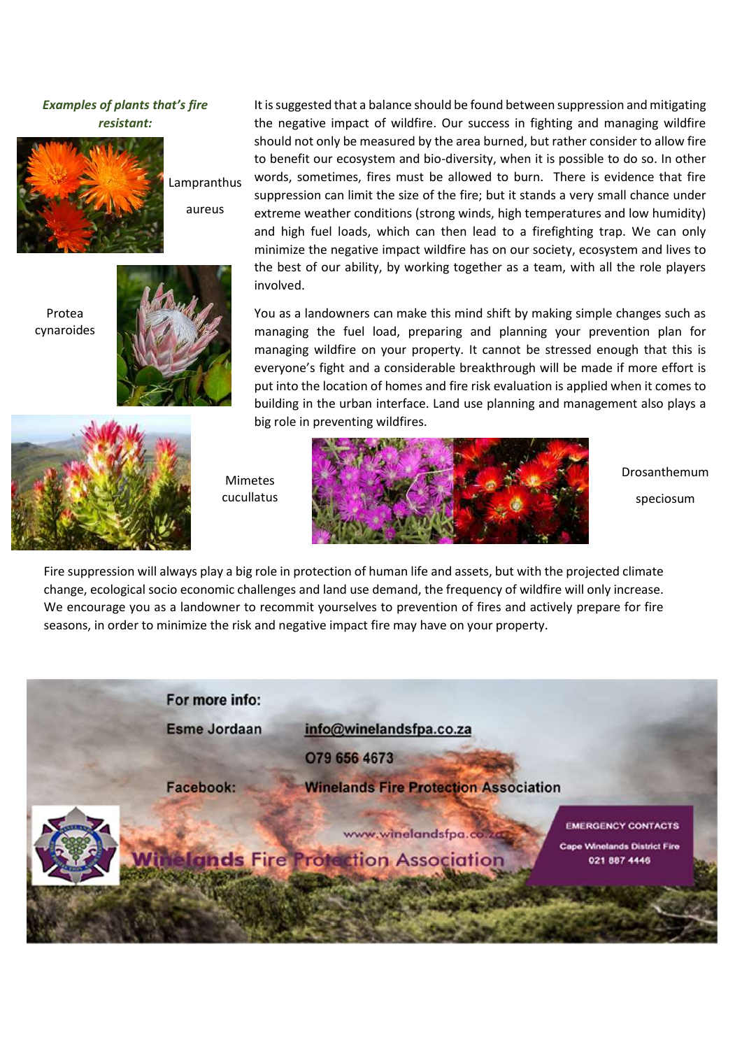***Examples of plants that's fire resistant:***

Lampranthus aureus

Protea cynaroides

Mimetes cucullatus

Drosanthemum speciosum

It is suggested that a balance should be found between suppression and mitigating the negative impact of wildfire. Our success in fighting and managing wildfire should not only be measured by the area burned, but rather consider to allow fire to benefit our ecosystem and bio-diversity, when it is possible to do so. In other words, sometimes, fires must be allowed to burn. There is evidence that fire suppression can limit the size of the fire; but it stands a very small chance under extreme weather conditions (strong winds, high temperatures and low humidity) and high fuel loads, which can then lead to a firefighting trap. We can only minimize the negative impact wildfire has on our society, ecosystem and lives to the best of our ability, by working together as a team, with all the role players involved.

You as a landowners can make this mind shift by making simple changes such as managing the fuel load, preparing and planning your prevention plan for managing wildfire on your property. It cannot be stressed enough that this is everyone's fight and a considerable breakthrough will be made if more effort is put into the location of homes and fire risk evaluation is applied when it comes to building in the urban interface. Land use planning and management also plays a big role in preventing wildfires.

Fire suppression will always play a big role in protection of human life and assets, but with the projected climate change, ecological socio economic challenges and land use demand, the frequency of wildfire will only increase. We encourage you as a landowner to recommit yourselves to prevention of fires and actively prepare for fire seasons, in order to minimize the risk and negative impact fire may have on your property.

**For more info:**

**Esme Jordaan** **info@winelandsfpa.co.za**

**079 656 4673**

**Facebook:** **Winelands Fire Protection Association**

www.winelandsfpa.co.za

**Winelands Fire Protection Association**

**EMERGENCY CONTACTS**

**Cape Winelands District Fire**

**021 887 4446**